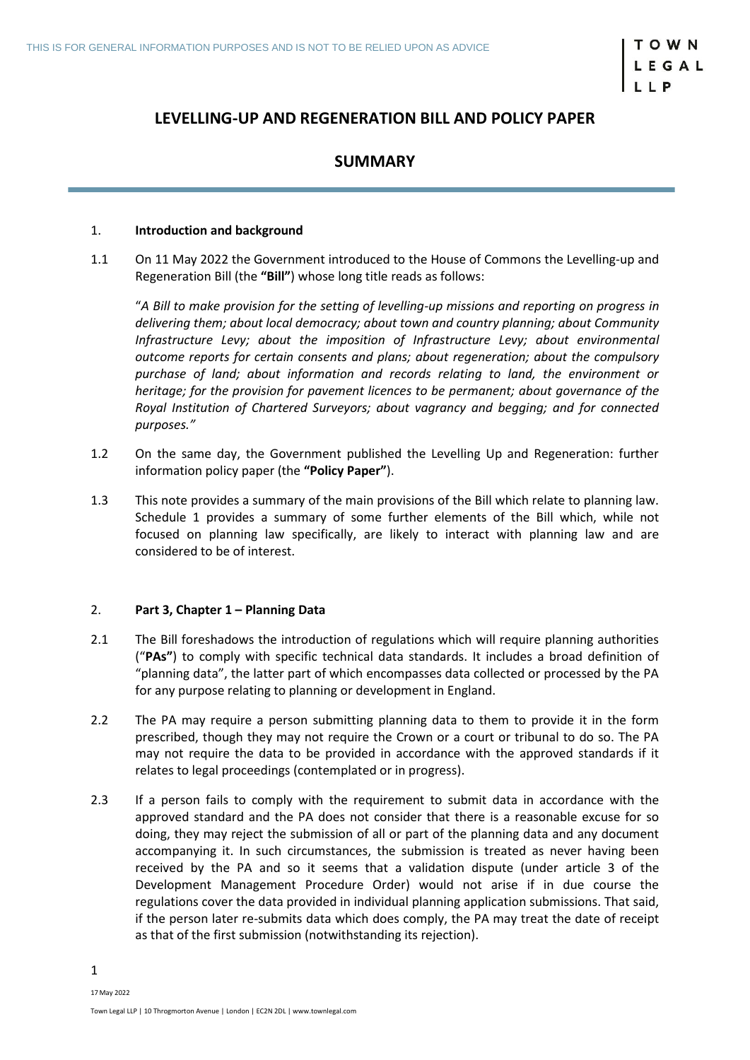# LEVELLING-UP AND REGENERATION BILL AND POLICY PAPER

## SUMMARY

### 1. Introduction and background

1.1 On 11 May 2022 the Government introduced to the House of Commons the Levelling-up and Regeneration Bill (the **"Bill"**) whose long title reads as follows:

"*A Bill to make provision for the setting of levelling-up missions and reporting on progress in delivering them; about local democracy; about town and country planning; about Community Infrastructure Levy; about the imposition of Infrastructure Levy; about environmental outcome reports for certain consents and plans; about regeneration; about the compulsory purchase of land; about information and records relating to land, the environment or heritage; for the provision for pavement licences to be permanent; about governance of the Royal Institution of Chartered Surveyors; about vagrancy and begging; and for connected purposes.*"

1.2 On the same day, the Government published the Levelling Up and Regeneration: further information policy paper (the **"Policy Paper"**).

1.3 This note provides a summary of the main provisions of the Bill which relate to planning law. Schedule 1 provides a summary of some further elements of the Bill which, while not focused on planning law specifically, are likely to interact with planning law and are considered to be of interest.

### 2. Part 3, Chapter 1 – Planning Data

2.1 The Bill foreshadows the introduction of regulations which will require planning authorities ("**PAs"**) to comply with specific technical data standards. It includes a broad definition of "planning data", the latter part of which encompasses data collected or processed by the PA for any purpose relating to planning or development in England.

2.2 The PA may require a person submitting planning data to them to provide it in the form prescribed, though they may not require the Crown or a court or tribunal to do so. The PA may not require the data to be provided in accordance with the approved standards if it relates to legal proceedings (contemplated or in progress).

2.3 If a person fails to comply with the requirement to submit data in accordance with the approved standard and the PA does not consider that there is a reasonable excuse for so doing, they may reject the submission of all or part of the planning data and any document accompanying it. In such circumstances, the submission is treated as never having been received by the PA and so it seems that a validation dispute (under article 3 of the Development Management Procedure Order) would not arise if in due course the regulations cover the data provided in individual planning application submissions. That said, if the person later re-submits data which does comply, the PA may treat the date of receipt as that of the first submission (notwithstanding its rejection).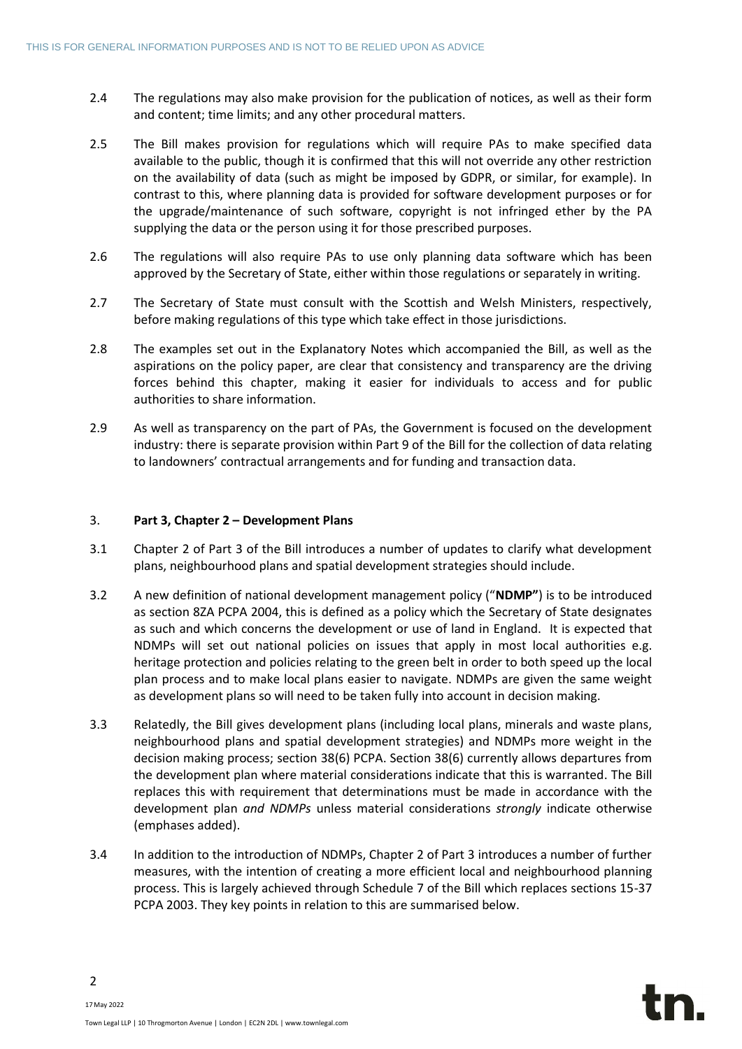2.4 The regulations may also make provision for the publication of notices, as well as their form and content; time limits; and any other procedural matters.

2.5 The Bill makes provision for regulations which will require PAs to make specified data available to the public, though it is confirmed that this will not override any other restriction on the availability of data (such as might be imposed by GDPR, or similar, for example). In contrast to this, where planning data is provided for software development purposes or for the upgrade/maintenance of such software, copyright is not infringed ether by the PA supplying the data or the person using it for those prescribed purposes.

2.6 The regulations will also require PAs to use only planning data software which has been approved by the Secretary of State, either within those regulations or separately in writing.

2.7 The Secretary of State must consult with the Scottish and Welsh Ministers, respectively, before making regulations of this type which take effect in those jurisdictions.

2.8 The examples set out in the Explanatory Notes which accompanied the Bill, as well as the aspirations on the policy paper, are clear that consistency and transparency are the driving forces behind this chapter, making it easier for individuals to access and for public authorities to share information.

2.9 As well as transparency on the part of PAs, the Government is focused on the development industry: there is separate provision within Part 9 of the Bill for the collection of data relating to landowners' contractual arrangements and for funding and transaction data.

## 3. Part 3, Chapter 2 – Development Plans

3.1 Chapter 2 of Part 3 of the Bill introduces a number of updates to clarify what development plans, neighbourhood plans and spatial development strategies should include.

3.2 A new definition of national development management policy ("**NDMP"**) is to be introduced as section 8ZA PCPA 2004, this is defined as a policy which the Secretary of State designates as such and which concerns the development or use of land in England. It is expected that NDMPs will set out national policies on issues that apply in most local authorities e.g. heritage protection and policies relating to the green belt in order to both speed up the local plan process and to make local plans easier to navigate. NDMPs are given the same weight as development plans so will need to be taken fully into account in decision making.

3.3 Relatedly, the Bill gives development plans (including local plans, minerals and waste plans, neighbourhood plans and spatial development strategies) and NDMPs more weight in the decision making process; section 38(6) PCPA. Section 38(6) currently allows departures from the development plan where material considerations indicate that this is warranted. The Bill replaces this with requirement that determinations must be made in accordance with the development plan *and NDMPs* unless material considerations *strongly* indicate otherwise (emphases added).

3.4 In addition to the introduction of NDMPs, Chapter 2 of Part 3 introduces a number of further measures, with the intention of creating a more efficient local and neighbourhood planning process. This is largely achieved through Schedule 7 of the Bill which replaces sections 15-37 PCPA 2003. They key points in relation to this are summarised below.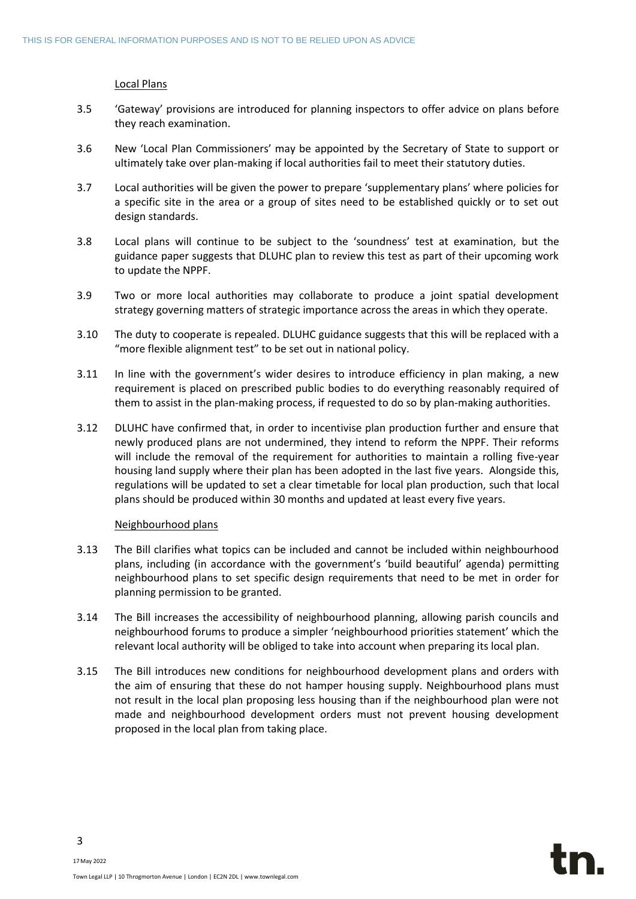Local Plans

3.5 'Gateway' provisions are introduced for planning inspectors to offer advice on plans before they reach examination.

3.6 New 'Local Plan Commissioners' may be appointed by the Secretary of State to support or ultimately take over plan-making if local authorities fail to meet their statutory duties.

3.7 Local authorities will be given the power to prepare 'supplementary plans' where policies for a specific site in the area or a group of sites need to be established quickly or to set out design standards.

3.8 Local plans will continue to be subject to the 'soundness' test at examination, but the guidance paper suggests that DLUHC plan to review this test as part of their upcoming work to update the NPPF.

3.9 Two or more local authorities may collaborate to produce a joint spatial development strategy governing matters of strategic importance across the areas in which they operate.

3.10 The duty to cooperate is repealed. DLUHC guidance suggests that this will be replaced with a "more flexible alignment test" to be set out in national policy.

3.11 In line with the government's wider desires to introduce efficiency in plan making, a new requirement is placed on prescribed public bodies to do everything reasonably required of them to assist in the plan-making process, if requested to do so by plan-making authorities.

3.12 DLUHC have confirmed that, in order to incentivise plan production further and ensure that newly produced plans are not undermined, they intend to reform the NPPF. Their reforms will include the removal of the requirement for authorities to maintain a rolling five-year housing land supply where their plan has been adopted in the last five years. Alongside this, regulations will be updated to set a clear timetable for local plan production, such that local plans should be produced within 30 months and updated at least every five years.

Neighbourhood plans

3.13 The Bill clarifies what topics can be included and cannot be included within neighbourhood plans, including (in accordance with the government's 'build beautiful' agenda) permitting neighbourhood plans to set specific design requirements that need to be met in order for planning permission to be granted.

3.14 The Bill increases the accessibility of neighbourhood planning, allowing parish councils and neighbourhood forums to produce a simpler 'neighbourhood priorities statement' which the relevant local authority will be obliged to take into account when preparing its local plan.

3.15 The Bill introduces new conditions for neighbourhood development plans and orders with the aim of ensuring that these do not hamper housing supply. Neighbourhood plans must not result in the local plan proposing less housing than if the neighbourhood plan were not made and neighbourhood development orders must not prevent housing development proposed in the local plan from taking place.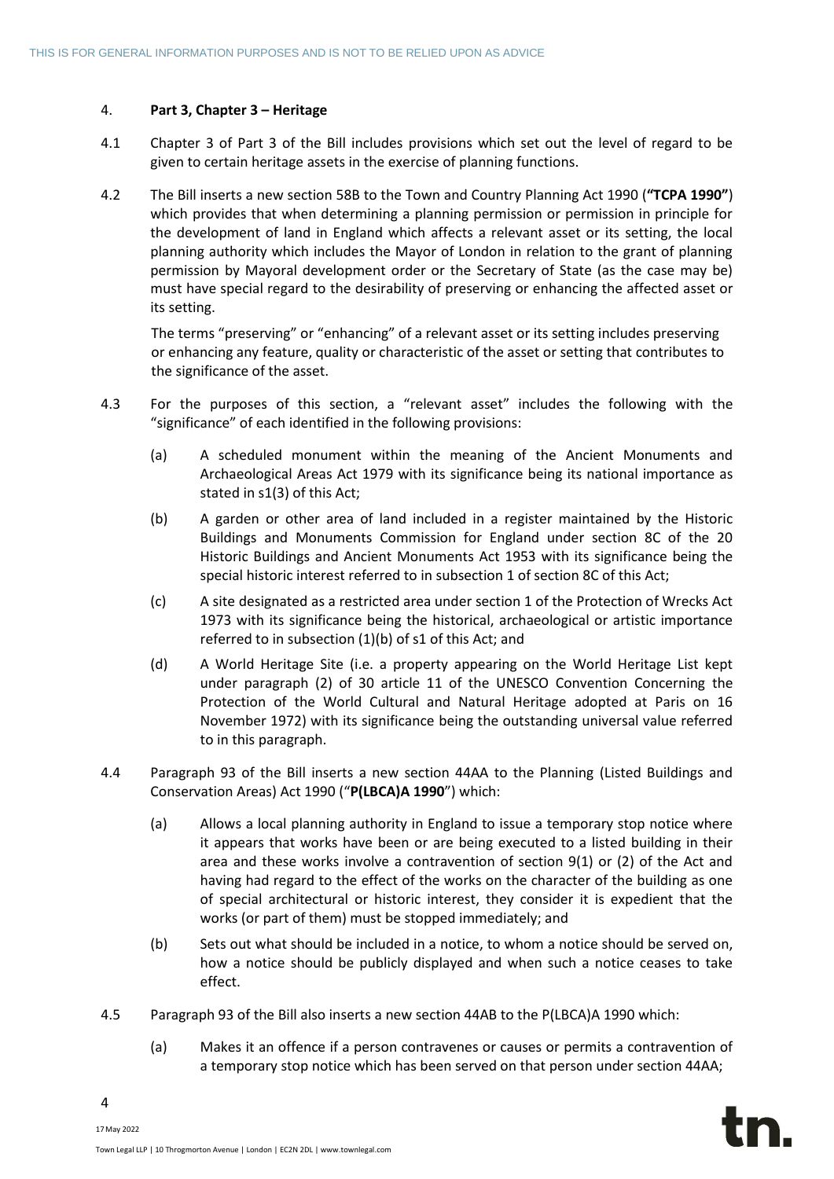## 4. Part 3, Chapter 3 – Heritage

4.1 Chapter 3 of Part 3 of the Bill includes provisions which set out the level of regard to be given to certain heritage assets in the exercise of planning functions.

4.2 The Bill inserts a new section 58B to the Town and Country Planning Act 1990 (**"TCPA 1990"**) which provides that when determining a planning permission or permission in principle for the development of land in England which affects a relevant asset or its setting, the local planning authority which includes the Mayor of London in relation to the grant of planning permission by Mayoral development order or the Secretary of State (as the case may be) must have special regard to the desirability of preserving or enhancing the affected asset or its setting.

The terms "preserving" or "enhancing" of a relevant asset or its setting includes preserving or enhancing any feature, quality or characteristic of the asset or setting that contributes to the significance of the asset.

4.3 For the purposes of this section, a "relevant asset" includes the following with the "significance" of each identified in the following provisions:

(a) A scheduled monument within the meaning of the Ancient Monuments and Archaeological Areas Act 1979 with its significance being its national importance as stated in s1(3) of this Act;

(b) A garden or other area of land included in a register maintained by the Historic Buildings and Monuments Commission for England under section 8C of the 20 Historic Buildings and Ancient Monuments Act 1953 with its significance being the special historic interest referred to in subsection 1 of section 8C of this Act;

(c) A site designated as a restricted area under section 1 of the Protection of Wrecks Act 1973 with its significance being the historical, archaeological or artistic importance referred to in subsection (1)(b) of s1 of this Act; and

(d) A World Heritage Site (i.e. a property appearing on the World Heritage List kept under paragraph (2) of 30 article 11 of the UNESCO Convention Concerning the Protection of the World Cultural and Natural Heritage adopted at Paris on 16 November 1972) with its significance being the outstanding universal value referred to in this paragraph.

4.4 Paragraph 93 of the Bill inserts a new section 44AA to the Planning (Listed Buildings and Conservation Areas) Act 1990 ("**P(LBCA)A 1990**") which:

(a) Allows a local planning authority in England to issue a temporary stop notice where it appears that works have been or are being executed to a listed building in their area and these works involve a contravention of section 9(1) or (2) of the Act and having had regard to the effect of the works on the character of the building as one of special architectural or historic interest, they consider it is expedient that the works (or part of them) must be stopped immediately; and

(b) Sets out what should be included in a notice, to whom a notice should be served on, how a notice should be publicly displayed and when such a notice ceases to take effect.

4.5 Paragraph 93 of the Bill also inserts a new section 44AB to the P(LBCA)A 1990 which:

(a) Makes it an offence if a person contravenes or causes or permits a contravention of a temporary stop notice which has been served on that person under section 44AA;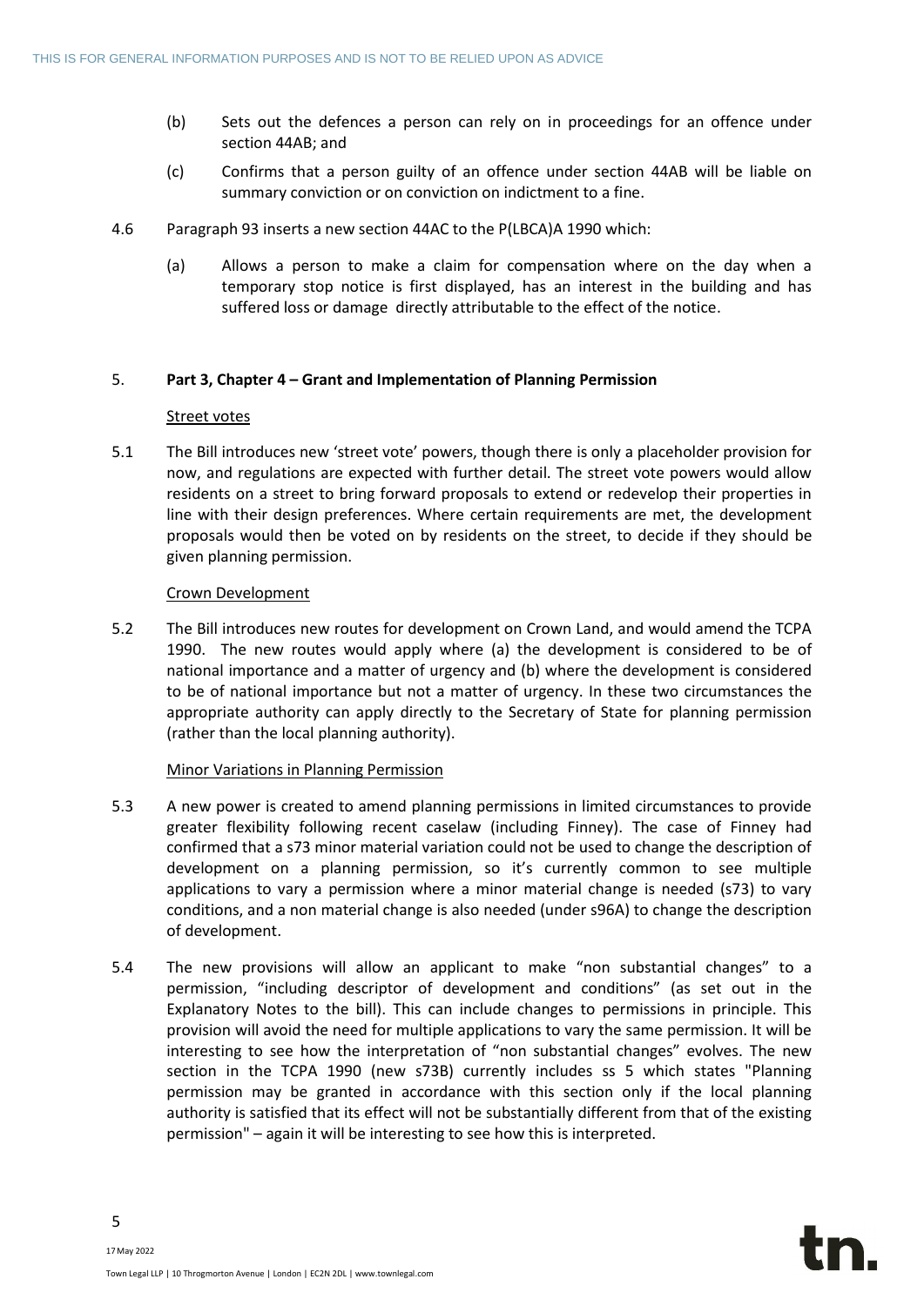(b) Sets out the defences a person can rely on in proceedings for an offence under section 44AB; and

(c) Confirms that a person guilty of an offence under section 44AB will be liable on summary conviction or on conviction on indictment to a fine.

4.6 Paragraph 93 inserts a new section 44AC to the P(LBCA)A 1990 which:

(a) Allows a person to make a claim for compensation where on the day when a temporary stop notice is first displayed, has an interest in the building and has suffered loss or damage directly attributable to the effect of the notice.

## 5. Part 3, Chapter 4 – Grant and Implementation of Planning Permission

Street votes

5.1 The Bill introduces new 'street vote' powers, though there is only a placeholder provision for now, and regulations are expected with further detail. The street vote powers would allow residents on a street to bring forward proposals to extend or redevelop their properties in line with their design preferences. Where certain requirements are met, the development proposals would then be voted on by residents on the street, to decide if they should be given planning permission.

Crown Development

5.2 The Bill introduces new routes for development on Crown Land, and would amend the TCPA 1990. The new routes would apply where (a) the development is considered to be of national importance and a matter of urgency and (b) where the development is considered to be of national importance but not a matter of urgency. In these two circumstances the appropriate authority can apply directly to the Secretary of State for planning permission (rather than the local planning authority).

Minor Variations in Planning Permission

5.3 A new power is created to amend planning permissions in limited circumstances to provide greater flexibility following recent caselaw (including Finney). The case of Finney had confirmed that a s73 minor material variation could not be used to change the description of development on a planning permission, so it's currently common to see multiple applications to vary a permission where a minor material change is needed (s73) to vary conditions, and a non material change is also needed (under s96A) to change the description of development.

5.4 The new provisions will allow an applicant to make "non substantial changes" to a permission, "including descriptor of development and conditions" (as set out in the Explanatory Notes to the bill). This can include changes to permissions in principle. This provision will avoid the need for multiple applications to vary the same permission. It will be interesting to see how the interpretation of "non substantial changes" evolves. The new section in the TCPA 1990 (new s73B) currently includes ss 5 which states "Planning permission may be granted in accordance with this section only if the local planning authority is satisfied that its effect will not be substantially different from that of the existing permission" – again it will be interesting to see how this is interpreted.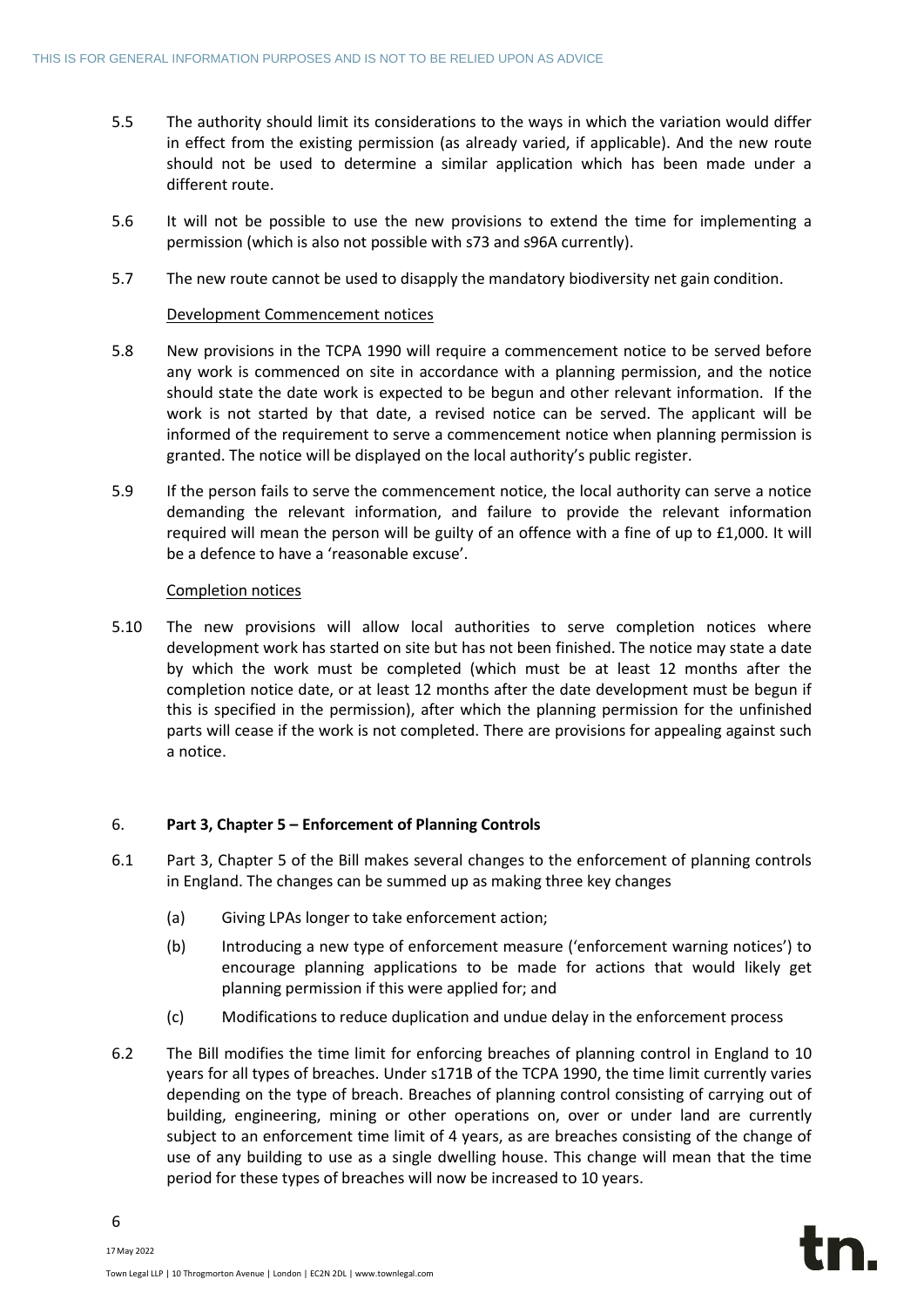5.5 The authority should limit its considerations to the ways in which the variation would differ in effect from the existing permission (as already varied, if applicable). And the new route should not be used to determine a similar application which has been made under a different route.

5.6 It will not be possible to use the new provisions to extend the time for implementing a permission (which is also not possible with s73 and s96A currently).

5.7 The new route cannot be used to disapply the mandatory biodiversity net gain condition.

Development Commencement notices

5.8 New provisions in the TCPA 1990 will require a commencement notice to be served before any work is commenced on site in accordance with a planning permission, and the notice should state the date work is expected to be begun and other relevant information. If the work is not started by that date, a revised notice can be served. The applicant will be informed of the requirement to serve a commencement notice when planning permission is granted. The notice will be displayed on the local authority's public register.

5.9 If the person fails to serve the commencement notice, the local authority can serve a notice demanding the relevant information, and failure to provide the relevant information required will mean the person will be guilty of an offence with a fine of up to £1,000. It will be a defence to have a 'reasonable excuse'.

Completion notices

5.10 The new provisions will allow local authorities to serve completion notices where development work has started on site but has not been finished. The notice may state a date by which the work must be completed (which must be at least 12 months after the completion notice date, or at least 12 months after the date development must be begun if this is specified in the permission), after which the planning permission for the unfinished parts will cease if the work is not completed. There are provisions for appealing against such a notice.

## 6. **Part 3, Chapter 5 – Enforcement of Planning Controls**

6.1 Part 3, Chapter 5 of the Bill makes several changes to the enforcement of planning controls in England. The changes can be summed up as making three key changes

(a) Giving LPAs longer to take enforcement action;

(b) Introducing a new type of enforcement measure ('enforcement warning notices') to encourage planning applications to be made for actions that would likely get planning permission if this were applied for; and

(c) Modifications to reduce duplication and undue delay in the enforcement process

6.2 The Bill modifies the time limit for enforcing breaches of planning control in England to 10 years for all types of breaches. Under s171B of the TCPA 1990, the time limit currently varies depending on the type of breach. Breaches of planning control consisting of carrying out of building, engineering, mining or other operations on, over or under land are currently subject to an enforcement time limit of 4 years, as are breaches consisting of the change of use of any building to use as a single dwelling house. This change will mean that the time period for these types of breaches will now be increased to 10 years.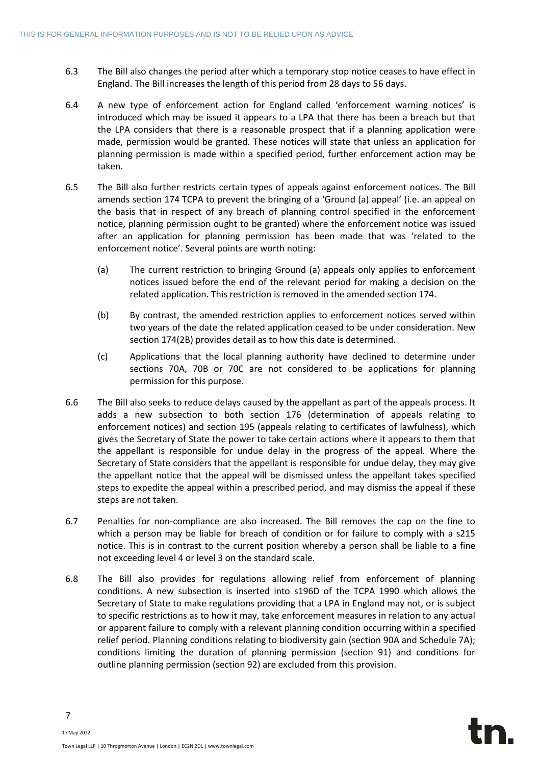6.3 The Bill also changes the period after which a temporary stop notice ceases to have effect in England. The Bill increases the length of this period from 28 days to 56 days.

6.4 A new type of enforcement action for England called 'enforcement warning notices' is introduced which may be issued it appears to a LPA that there has been a breach but that the LPA considers that there is a reasonable prospect that if a planning application were made, permission would be granted. These notices will state that unless an application for planning permission is made within a specified period, further enforcement action may be taken.

6.5 The Bill also further restricts certain types of appeals against enforcement notices. The Bill amends section 174 TCPA to prevent the bringing of a 'Ground (a) appeal' (i.e. an appeal on the basis that in respect of any breach of planning control specified in the enforcement notice, planning permission ought to be granted) where the enforcement notice was issued after an application for planning permission has been made that was 'related to the enforcement notice'. Several points are worth noting:

(a) The current restriction to bringing Ground (a) appeals only applies to enforcement notices issued before the end of the relevant period for making a decision on the related application. This restriction is removed in the amended section 174.

(b) By contrast, the amended restriction applies to enforcement notices served within two years of the date the related application ceased to be under consideration. New section 174(2B) provides detail as to how this date is determined.

(c) Applications that the local planning authority have declined to determine under sections 70A, 70B or 70C are not considered to be applications for planning permission for this purpose.

6.6 The Bill also seeks to reduce delays caused by the appellant as part of the appeals process. It adds a new subsection to both section 176 (determination of appeals relating to enforcement notices) and section 195 (appeals relating to certificates of lawfulness), which gives the Secretary of State the power to take certain actions where it appears to them that the appellant is responsible for undue delay in the progress of the appeal. Where the Secretary of State considers that the appellant is responsible for undue delay, they may give the appellant notice that the appeal will be dismissed unless the appellant takes specified steps to expedite the appeal within a prescribed period, and may dismiss the appeal if these steps are not taken.

6.7 Penalties for non-compliance are also increased. The Bill removes the cap on the fine to which a person may be liable for breach of condition or for failure to comply with a s215 notice. This is in contrast to the current position whereby a person shall be liable to a fine not exceeding level 4 or level 3 on the standard scale.

6.8 The Bill also provides for regulations allowing relief from enforcement of planning conditions. A new subsection is inserted into s196D of the TCPA 1990 which allows the Secretary of State to make regulations providing that a LPA in England may not, or is subject to specific restrictions as to how it may, take enforcement measures in relation to any actual or apparent failure to comply with a relevant planning condition occurring within a specified relief period. Planning conditions relating to biodiversity gain (section 90A and Schedule 7A); conditions limiting the duration of planning permission (section 91) and conditions for outline planning permission (section 92) are excluded from this provision.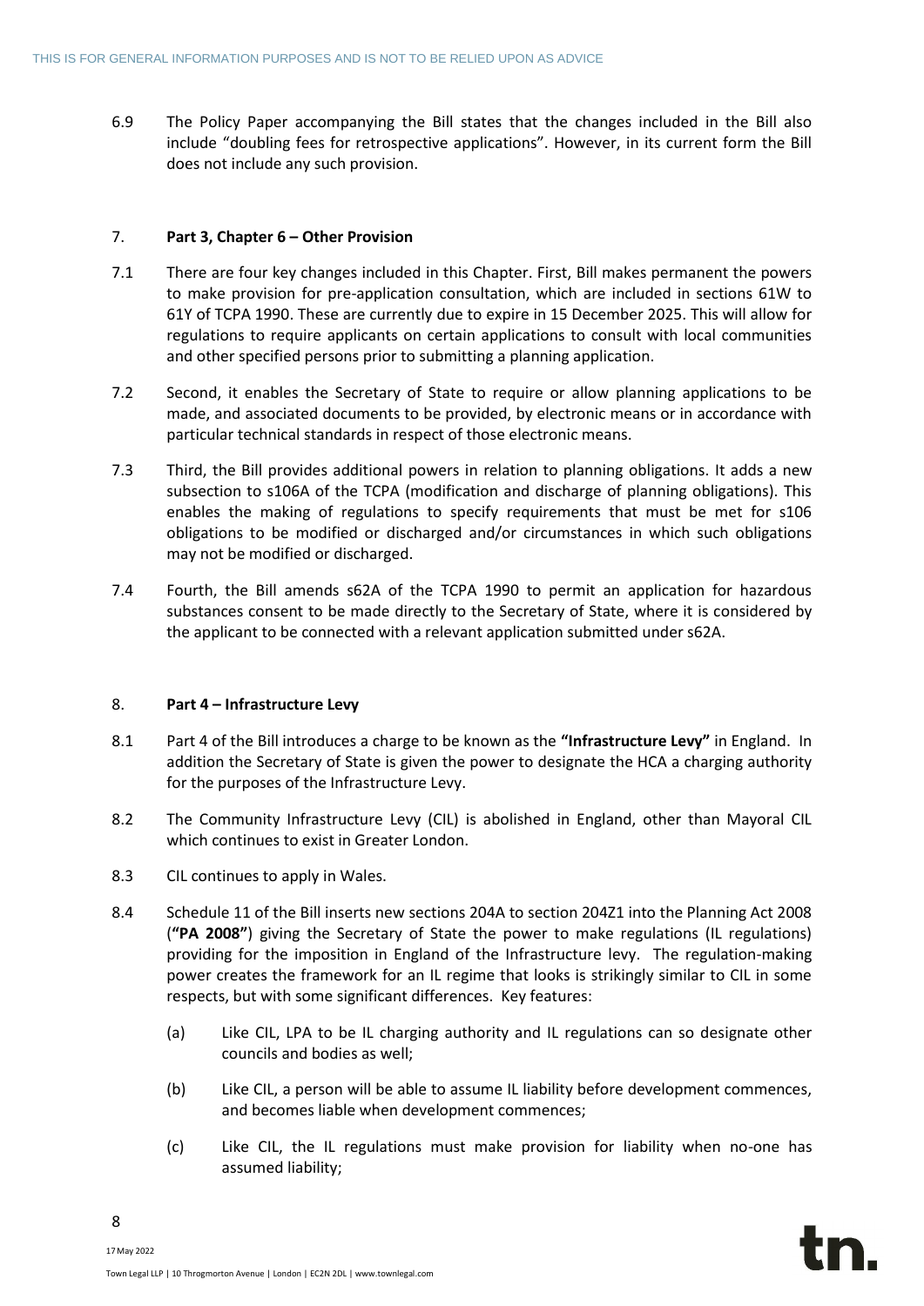6.9 The Policy Paper accompanying the Bill states that the changes included in the Bill also include "doubling fees for retrospective applications". However, in its current form the Bill does not include any such provision.

## 7. Part 3, Chapter 6 – Other Provision

7.1 There are four key changes included in this Chapter. First, Bill makes permanent the powers to make provision for pre-application consultation, which are included in sections 61W to 61Y of TCPA 1990. These are currently due to expire in 15 December 2025. This will allow for regulations to require applicants on certain applications to consult with local communities and other specified persons prior to submitting a planning application.

7.2 Second, it enables the Secretary of State to require or allow planning applications to be made, and associated documents to be provided, by electronic means or in accordance with particular technical standards in respect of those electronic means.

7.3 Third, the Bill provides additional powers in relation to planning obligations. It adds a new subsection to s106A of the TCPA (modification and discharge of planning obligations). This enables the making of regulations to specify requirements that must be met for s106 obligations to be modified or discharged and/or circumstances in which such obligations may not be modified or discharged.

7.4 Fourth, the Bill amends s62A of the TCPA 1990 to permit an application for hazardous substances consent to be made directly to the Secretary of State, where it is considered by the applicant to be connected with a relevant application submitted under s62A.

## 8. Part 4 – Infrastructure Levy

8.1 Part 4 of the Bill introduces a charge to be known as the **"Infrastructure Levy"** in England. In addition the Secretary of State is given the power to designate the HCA a charging authority for the purposes of the Infrastructure Levy.

8.2 The Community Infrastructure Levy (CIL) is abolished in England, other than Mayoral CIL which continues to exist in Greater London.

8.3 CIL continues to apply in Wales.

8.4 Schedule 11 of the Bill inserts new sections 204A to section 204Z1 into the Planning Act 2008 (**"PA 2008"**) giving the Secretary of State the power to make regulations (IL regulations) providing for the imposition in England of the Infrastructure levy. The regulation-making power creates the framework for an IL regime that looks is strikingly similar to CIL in some respects, but with some significant differences. Key features:

(a) Like CIL, LPA to be IL charging authority and IL regulations can so designate other councils and bodies as well;

(b) Like CIL, a person will be able to assume IL liability before development commences, and becomes liable when development commences;

(c) Like CIL, the IL regulations must make provision for liability when no-one has assumed liability;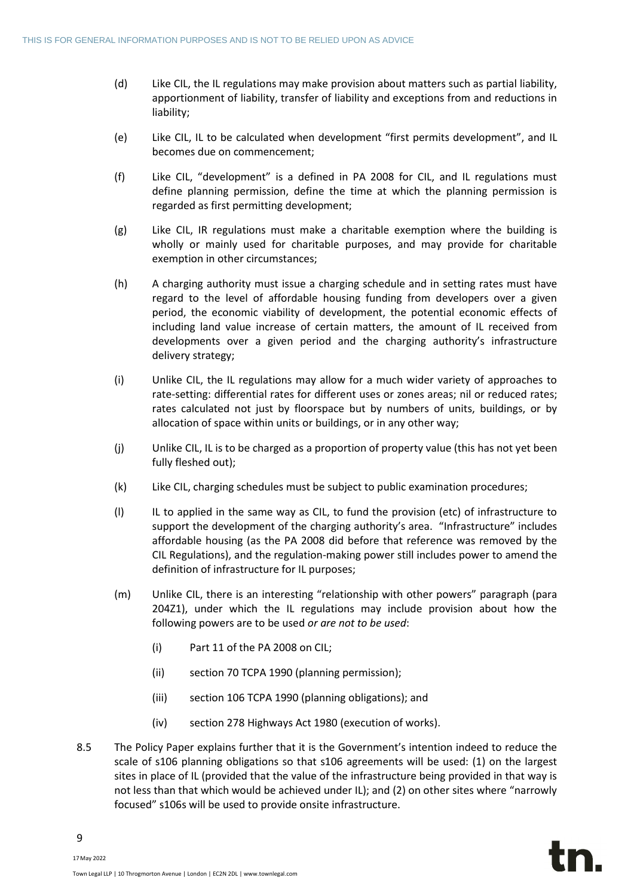(d) Like CIL, the IL regulations may make provision about matters such as partial liability, apportionment of liability, transfer of liability and exceptions from and reductions in liability;

(e) Like CIL, IL to be calculated when development "first permits development", and IL becomes due on commencement;

(f) Like CIL, "development" is a defined in PA 2008 for CIL, and IL regulations must define planning permission, define the time at which the planning permission is regarded as first permitting development;

(g) Like CIL, IR regulations must make a charitable exemption where the building is wholly or mainly used for charitable purposes, and may provide for charitable exemption in other circumstances;

(h) A charging authority must issue a charging schedule and in setting rates must have regard to the level of affordable housing funding from developers over a given period, the economic viability of development, the potential economic effects of including land value increase of certain matters, the amount of IL received from developments over a given period and the charging authority's infrastructure delivery strategy;

(i) Unlike CIL, the IL regulations may allow for a much wider variety of approaches to rate-setting: differential rates for different uses or zones areas; nil or reduced rates; rates calculated not just by floorspace but by numbers of units, buildings, or by allocation of space within units or buildings, or in any other way;

(j) Unlike CIL, IL is to be charged as a proportion of property value (this has not yet been fully fleshed out);

(k) Like CIL, charging schedules must be subject to public examination procedures;

(l) IL to applied in the same way as CIL, to fund the provision (etc) of infrastructure to support the development of the charging authority's area. "Infrastructure" includes affordable housing (as the PA 2008 did before that reference was removed by the CIL Regulations), and the regulation-making power still includes power to amend the definition of infrastructure for IL purposes;

(m) Unlike CIL, there is an interesting "relationship with other powers" paragraph (para 204Z1), under which the IL regulations may include provision about how the following powers are to be used *or are not to be used*:

  (i) Part 11 of the PA 2008 on CIL;

  (ii) section 70 TCPA 1990 (planning permission);

  (iii) section 106 TCPA 1990 (planning obligations); and

  (iv) section 278 Highways Act 1980 (execution of works).

8.5 The Policy Paper explains further that it is the Government's intention indeed to reduce the scale of s106 planning obligations so that s106 agreements will be used: (1) on the largest sites in place of IL (provided that the value of the infrastructure being provided in that way is not less than that which would be achieved under IL); and (2) on other sites where "narrowly focused" s106s will be used to provide onsite infrastructure.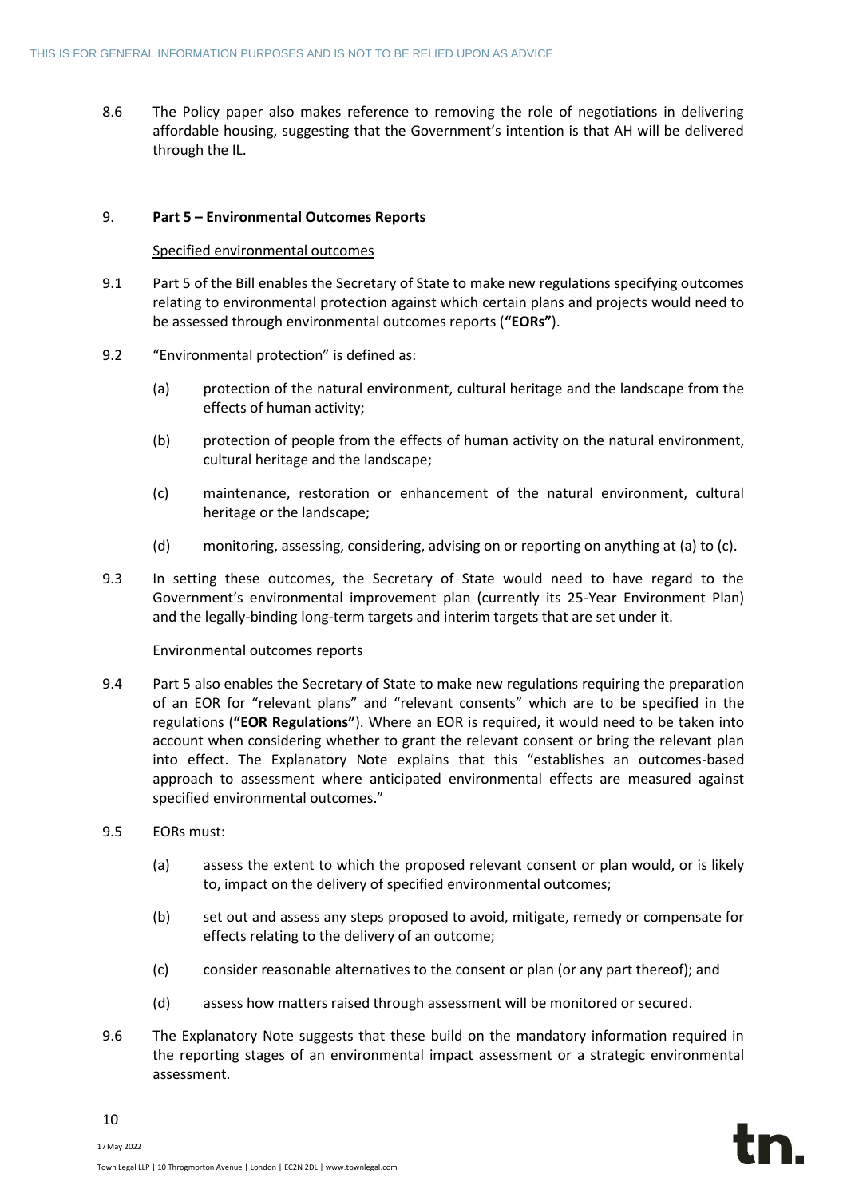8.6 The Policy paper also makes reference to removing the role of negotiations in delivering affordable housing, suggesting that the Government's intention is that AH will be delivered through the IL.

## 9. **Part 5 – Environmental Outcomes Reports**

Specified environmental outcomes

9.1 Part 5 of the Bill enables the Secretary of State to make new regulations specifying outcomes relating to environmental protection against which certain plans and projects would need to be assessed through environmental outcomes reports (**"EORs"**).

9.2 "Environmental protection" is defined as:

- (a) protection of the natural environment, cultural heritage and the landscape from the effects of human activity;
- (b) protection of people from the effects of human activity on the natural environment, cultural heritage and the landscape;
- (c) maintenance, restoration or enhancement of the natural environment, cultural heritage or the landscape;
- (d) monitoring, assessing, considering, advising on or reporting on anything at (a) to (c).

9.3 In setting these outcomes, the Secretary of State would need to have regard to the Government's environmental improvement plan (currently its 25-Year Environment Plan) and the legally-binding long-term targets and interim targets that are set under it.

Environmental outcomes reports

9.4 Part 5 also enables the Secretary of State to make new regulations requiring the preparation of an EOR for "relevant plans" and "relevant consents" which are to be specified in the regulations (**"EOR Regulations"**). Where an EOR is required, it would need to be taken into account when considering whether to grant the relevant consent or bring the relevant plan into effect. The Explanatory Note explains that this "establishes an outcomes-based approach to assessment where anticipated environmental effects are measured against specified environmental outcomes."

9.5 EORs must:

- (a) assess the extent to which the proposed relevant consent or plan would, or is likely to, impact on the delivery of specified environmental outcomes;
- (b) set out and assess any steps proposed to avoid, mitigate, remedy or compensate for effects relating to the delivery of an outcome;
- (c) consider reasonable alternatives to the consent or plan (or any part thereof); and
- (d) assess how matters raised through assessment will be monitored or secured.

9.6 The Explanatory Note suggests that these build on the mandatory information required in the reporting stages of an environmental impact assessment or a strategic environmental assessment.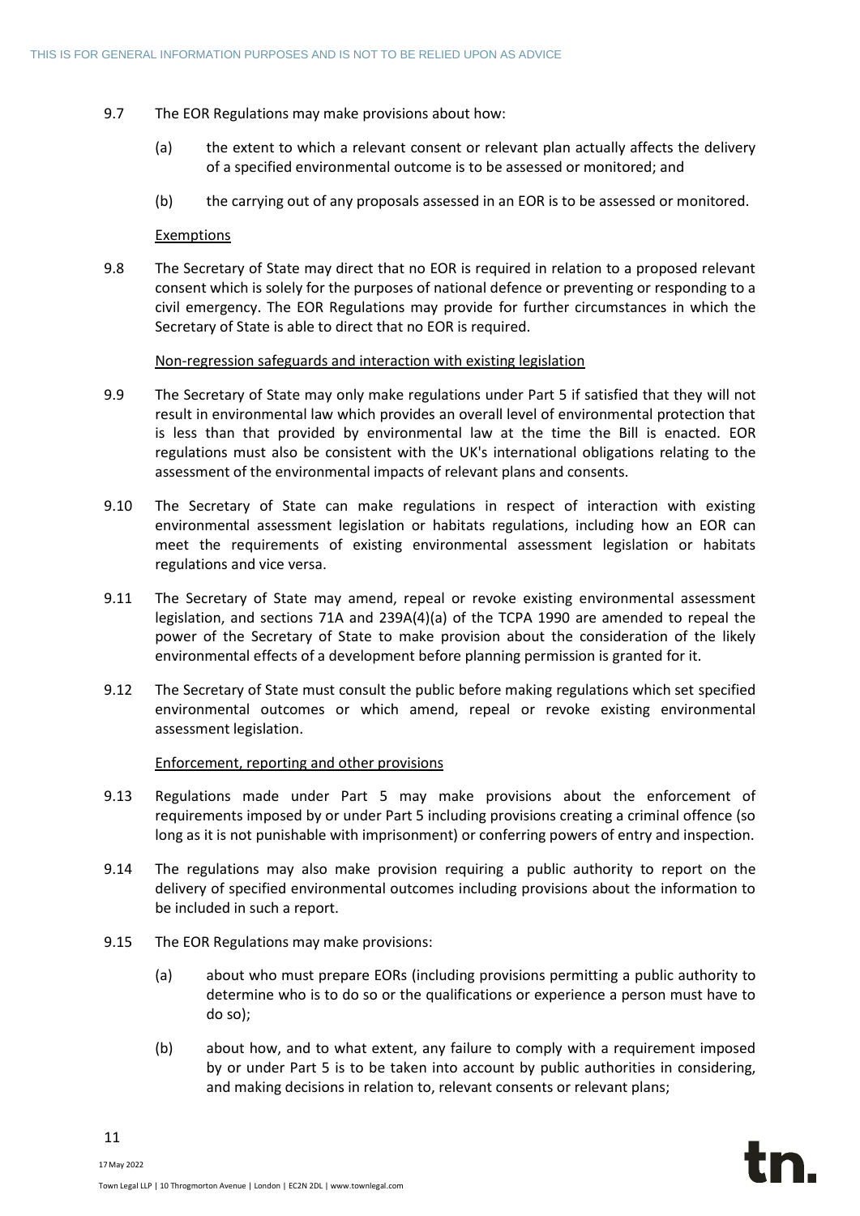9.7 The EOR Regulations may make provisions about how:

(a) the extent to which a relevant consent or relevant plan actually affects the delivery of a specified environmental outcome is to be assessed or monitored; and

(b) the carrying out of any proposals assessed in an EOR is to be assessed or monitored.

Exemptions

9.8 The Secretary of State may direct that no EOR is required in relation to a proposed relevant consent which is solely for the purposes of national defence or preventing or responding to a civil emergency. The EOR Regulations may provide for further circumstances in which the Secretary of State is able to direct that no EOR is required.

Non-regression safeguards and interaction with existing legislation

9.9 The Secretary of State may only make regulations under Part 5 if satisfied that they will not result in environmental law which provides an overall level of environmental protection that is less than that provided by environmental law at the time the Bill is enacted. EOR regulations must also be consistent with the UK's international obligations relating to the assessment of the environmental impacts of relevant plans and consents.

9.10 The Secretary of State can make regulations in respect of interaction with existing environmental assessment legislation or habitats regulations, including how an EOR can meet the requirements of existing environmental assessment legislation or habitats regulations and vice versa.

9.11 The Secretary of State may amend, repeal or revoke existing environmental assessment legislation, and sections 71A and 239A(4)(a) of the TCPA 1990 are amended to repeal the power of the Secretary of State to make provision about the consideration of the likely environmental effects of a development before planning permission is granted for it.

9.12 The Secretary of State must consult the public before making regulations which set specified environmental outcomes or which amend, repeal or revoke existing environmental assessment legislation.

Enforcement, reporting and other provisions

9.13 Regulations made under Part 5 may make provisions about the enforcement of requirements imposed by or under Part 5 including provisions creating a criminal offence (so long as it is not punishable with imprisonment) or conferring powers of entry and inspection.

9.14 The regulations may also make provision requiring a public authority to report on the delivery of specified environmental outcomes including provisions about the information to be included in such a report.

9.15 The EOR Regulations may make provisions:

(a) about who must prepare EORs (including provisions permitting a public authority to determine who is to do so or the qualifications or experience a person must have to do so);

(b) about how, and to what extent, any failure to comply with a requirement imposed by or under Part 5 is to be taken into account by public authorities in considering, and making decisions in relation to, relevant consents or relevant plans;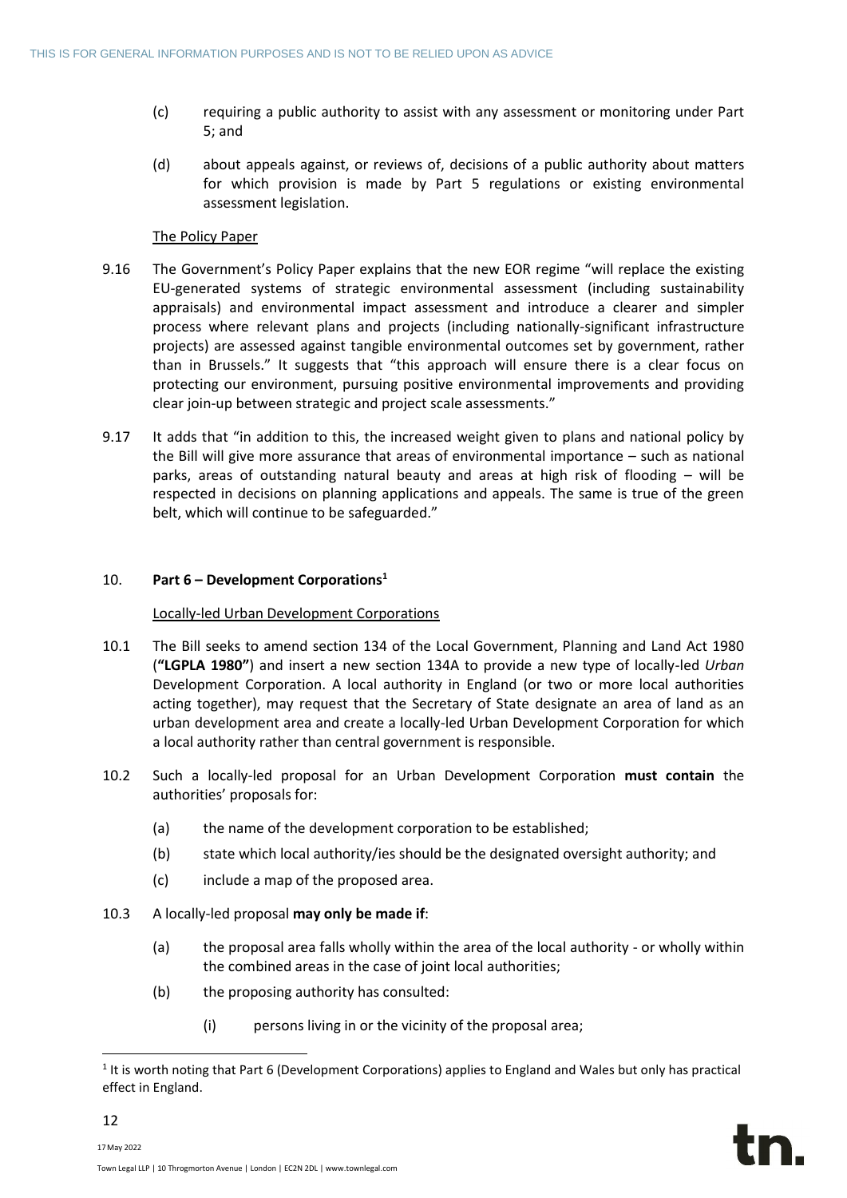(c) requiring a public authority to assist with any assessment or monitoring under Part 5; and

(d) about appeals against, or reviews of, decisions of a public authority about matters for which provision is made by Part 5 regulations or existing environmental assessment legislation.

The Policy Paper

9.16 The Government's Policy Paper explains that the new EOR regime "will replace the existing EU-generated systems of strategic environmental assessment (including sustainability appraisals) and environmental impact assessment and introduce a clearer and simpler process where relevant plans and projects (including nationally-significant infrastructure projects) are assessed against tangible environmental outcomes set by government, rather than in Brussels." It suggests that "this approach will ensure there is a clear focus on protecting our environment, pursuing positive environmental improvements and providing clear join-up between strategic and project scale assessments."

9.17 It adds that "in addition to this, the increased weight given to plans and national policy by the Bill will give more assurance that areas of environmental importance – such as national parks, areas of outstanding natural beauty and areas at high risk of flooding – will be respected in decisions on planning applications and appeals. The same is true of the green belt, which will continue to be safeguarded."

## 10. Part 6 – Development Corporations[1]

Locally-led Urban Development Corporations

10.1 The Bill seeks to amend section 134 of the Local Government, Planning and Land Act 1980 (**"LGPLA 1980"**) and insert a new section 134A to provide a new type of locally-led *Urban* Development Corporation. A local authority in England (or two or more local authorities acting together), may request that the Secretary of State designate an area of land as an urban development area and create a locally-led Urban Development Corporation for which a local authority rather than central government is responsible.

10.2 Such a locally-led proposal for an Urban Development Corporation **must contain** the authorities' proposals for:

(a) the name of the development corporation to be established;

(b) state which local authority/ies should be the designated oversight authority; and

(c) include a map of the proposed area.

10.3 A locally-led proposal **may only be made if**:

(a) the proposal area falls wholly within the area of the local authority - or wholly within the combined areas in the case of joint local authorities;

(b) the proposing authority has consulted:

(i) persons living in or the vicinity of the proposal area;

[1] It is worth noting that Part 6 (Development Corporations) applies to England and Wales but only has practical effect in England.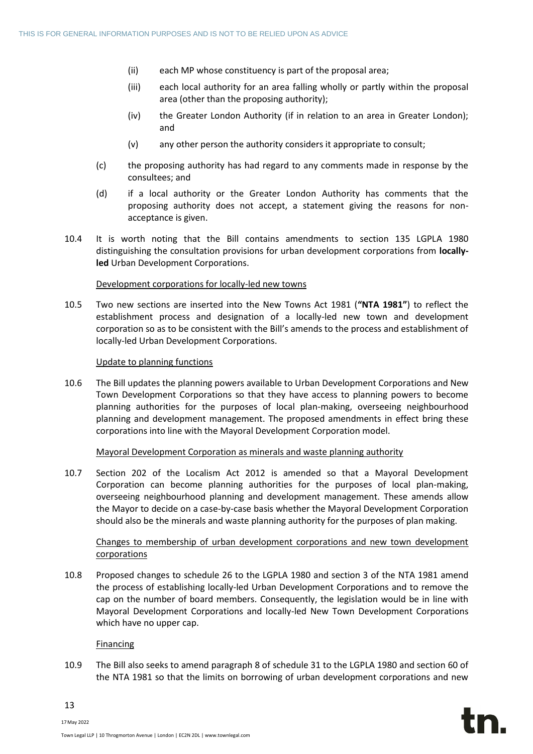(ii) each MP whose constituency is part of the proposal area;

(iii) each local authority for an area falling wholly or partly within the proposal area (other than the proposing authority);

(iv) the Greater London Authority (if in relation to an area in Greater London); and

(v) any other person the authority considers it appropriate to consult;

(c) the proposing authority has had regard to any comments made in response by the consultees; and

(d) if a local authority or the Greater London Authority has comments that the proposing authority does not accept, a statement giving the reasons for non-acceptance is given.

10.4 It is worth noting that the Bill contains amendments to section 135 LGPLA 1980 distinguishing the consultation provisions for urban development corporations from **locally-led** Urban Development Corporations.

<u>Development corporations for locally-led new towns</u>

10.5 Two new sections are inserted into the New Towns Act 1981 (**"NTA 1981"**) to reflect the establishment process and designation of a locally-led new town and development corporation so as to be consistent with the Bill's amends to the process and establishment of locally-led Urban Development Corporations.

<u>Update to planning functions</u>

10.6 The Bill updates the planning powers available to Urban Development Corporations and New Town Development Corporations so that they have access to planning powers to become planning authorities for the purposes of local plan-making, overseeing neighbourhood planning and development management. The proposed amendments in effect bring these corporations into line with the Mayoral Development Corporation model.

<u>Mayoral Development Corporation as minerals and waste planning authority</u>

10.7 Section 202 of the Localism Act 2012 is amended so that a Mayoral Development Corporation can become planning authorities for the purposes of local plan-making, overseeing neighbourhood planning and development management. These amends allow the Mayor to decide on a case-by-case basis whether the Mayoral Development Corporation should also be the minerals and waste planning authority for the purposes of plan making.

<u>Changes to membership of urban development corporations and new town development corporations</u>

10.8 Proposed changes to schedule 26 to the LGPLA 1980 and section 3 of the NTA 1981 amend the process of establishing locally-led Urban Development Corporations and to remove the cap on the number of board members. Consequently, the legislation would be in line with Mayoral Development Corporations and locally-led New Town Development Corporations which have no upper cap.

<u>Financing</u>

10.9 The Bill also seeks to amend paragraph 8 of schedule 31 to the LGPLA 1980 and section 60 of the NTA 1981 so that the limits on borrowing of urban development corporations and new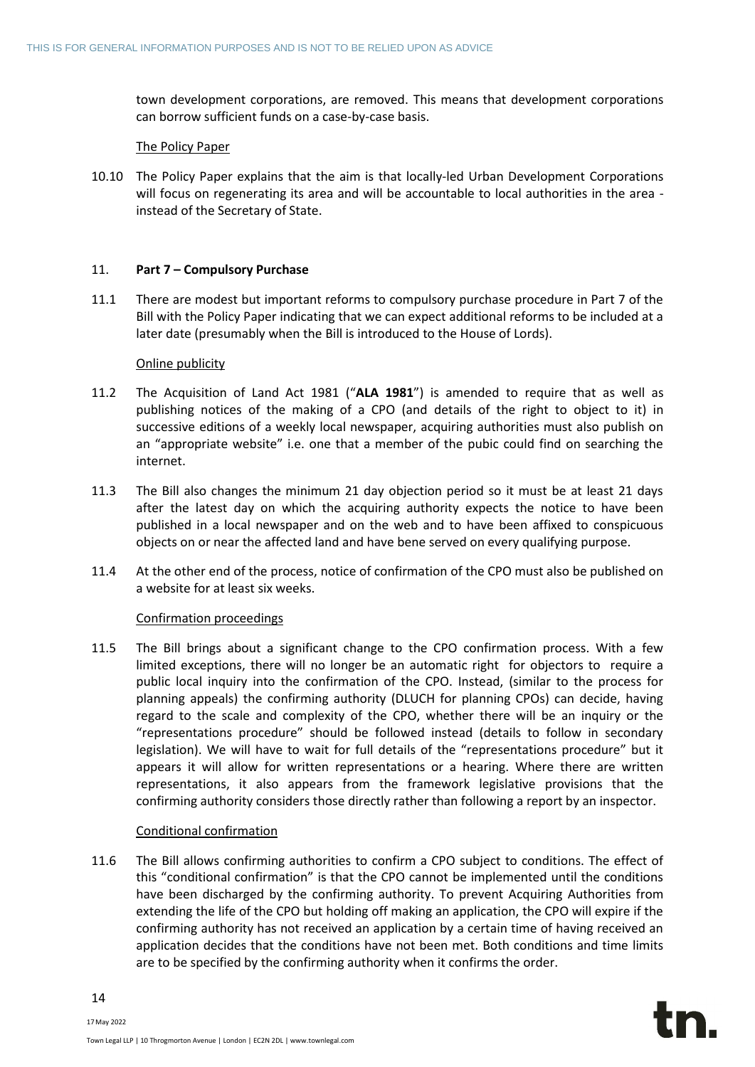town development corporations, are removed. This means that development corporations can borrow sufficient funds on a case-by-case basis.

The Policy Paper

10.10 The Policy Paper explains that the aim is that locally-led Urban Development Corporations will focus on regenerating its area and will be accountable to local authorities in the area - instead of the Secretary of State.

## 11. **Part 7 – Compulsory Purchase**

11.1 There are modest but important reforms to compulsory purchase procedure in Part 7 of the Bill with the Policy Paper indicating that we can expect additional reforms to be included at a later date (presumably when the Bill is introduced to the House of Lords).

Online publicity

11.2 The Acquisition of Land Act 1981 ("**ALA 1981**") is amended to require that as well as publishing notices of the making of a CPO (and details of the right to object to it) in successive editions of a weekly local newspaper, acquiring authorities must also publish on an "appropriate website" i.e. one that a member of the pubic could find on searching the internet.

11.3 The Bill also changes the minimum 21 day objection period so it must be at least 21 days after the latest day on which the acquiring authority expects the notice to have been published in a local newspaper and on the web and to have been affixed to conspicuous objects on or near the affected land and have bene served on every qualifying purpose.

11.4 At the other end of the process, notice of confirmation of the CPO must also be published on a website for at least six weeks.

Confirmation proceedings

11.5 The Bill brings about a significant change to the CPO confirmation process. With a few limited exceptions, there will no longer be an automatic right for objectors to require a public local inquiry into the confirmation of the CPO. Instead, (similar to the process for planning appeals) the confirming authority (DLUCH for planning CPOs) can decide, having regard to the scale and complexity of the CPO, whether there will be an inquiry or the "representations procedure" should be followed instead (details to follow in secondary legislation). We will have to wait for full details of the "representations procedure" but it appears it will allow for written representations or a hearing. Where there are written representations, it also appears from the framework legislative provisions that the confirming authority considers those directly rather than following a report by an inspector.

Conditional confirmation

11.6 The Bill allows confirming authorities to confirm a CPO subject to conditions. The effect of this "conditional confirmation" is that the CPO cannot be implemented until the conditions have been discharged by the confirming authority. To prevent Acquiring Authorities from extending the life of the CPO but holding off making an application, the CPO will expire if the confirming authority has not received an application by a certain time of having received an application decides that the conditions have not been met. Both conditions and time limits are to be specified by the confirming authority when it confirms the order.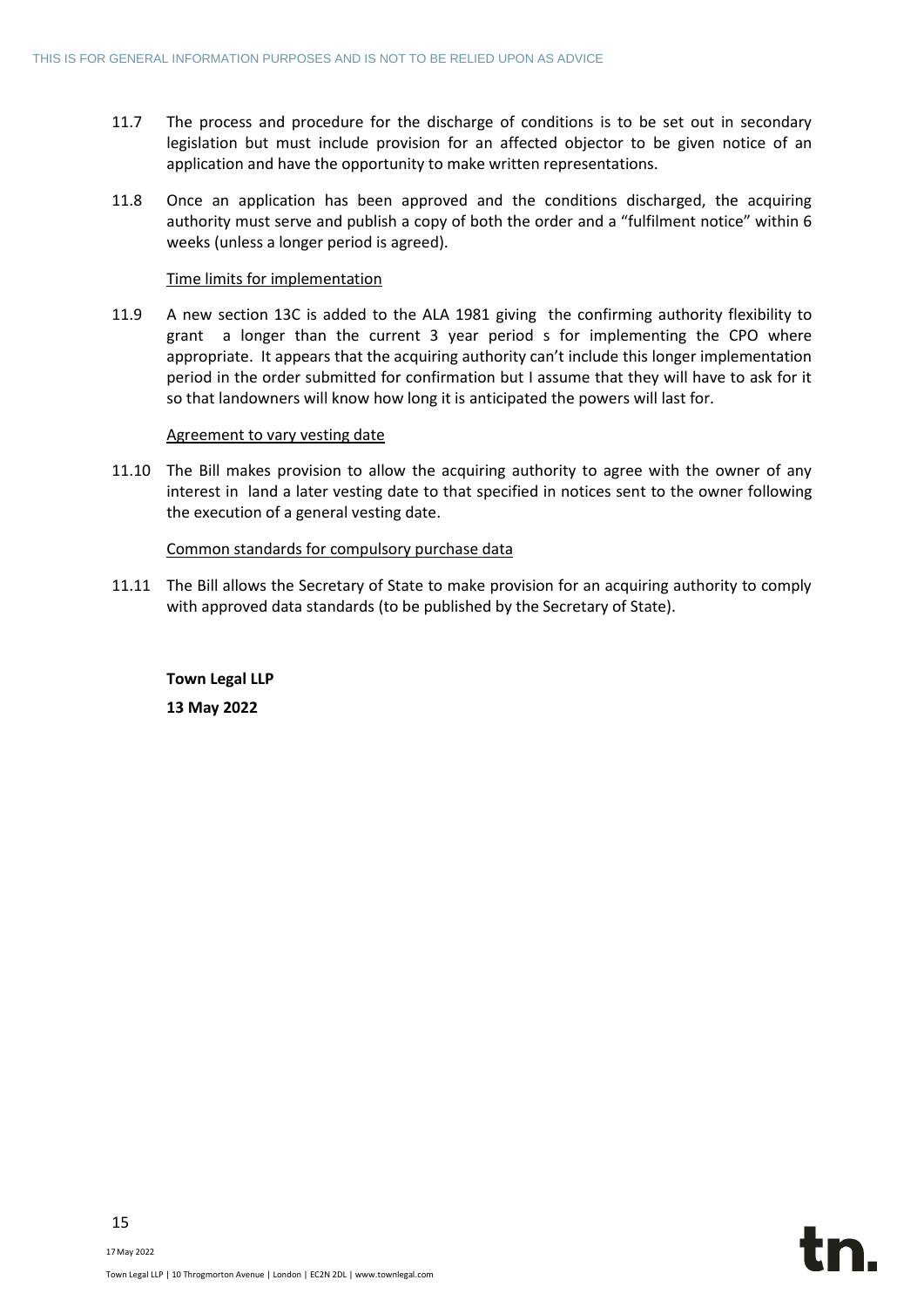11.7 The process and procedure for the discharge of conditions is to be set out in secondary legislation but must include provision for an affected objector to be given notice of an application and have the opportunity to make written representations.

11.8 Once an application has been approved and the conditions discharged, the acquiring authority must serve and publish a copy of both the order and a "fulfilment notice" within 6 weeks (unless a longer period is agreed).

Time limits for implementation

11.9 A new section 13C is added to the ALA 1981 giving the confirming authority flexibility to grant a longer than the current 3 year period s for implementing the CPO where appropriate. It appears that the acquiring authority can't include this longer implementation period in the order submitted for confirmation but I assume that they will have to ask for it so that landowners will know how long it is anticipated the powers will last for.

Agreement to vary vesting date

11.10 The Bill makes provision to allow the acquiring authority to agree with the owner of any interest in land a later vesting date to that specified in notices sent to the owner following the execution of a general vesting date.

Common standards for compulsory purchase data

11.11 The Bill allows the Secretary of State to make provision for an acquiring authority to comply with approved data standards (to be published by the Secretary of State).

**Town Legal LLP**

**13 May 2022**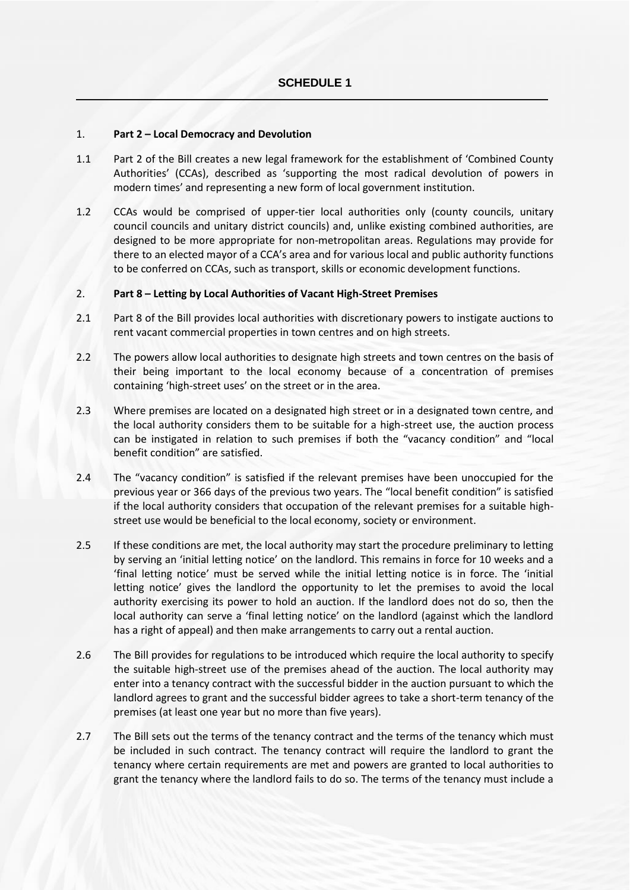## SCHEDULE 1

### 1. Part 2 – Local Democracy and Devolution

1.1 Part 2 of the Bill creates a new legal framework for the establishment of 'Combined County Authorities' (CCAs), described as 'supporting the most radical devolution of powers in modern times' and representing a new form of local government institution.

1.2 CCAs would be comprised of upper-tier local authorities only (county councils, unitary council councils and unitary district councils) and, unlike existing combined authorities, are designed to be more appropriate for non-metropolitan areas. Regulations may provide for there to an elected mayor of a CCA's area and for various local and public authority functions to be conferred on CCAs, such as transport, skills or economic development functions.

### 2. Part 8 – Letting by Local Authorities of Vacant High-Street Premises

2.1 Part 8 of the Bill provides local authorities with discretionary powers to instigate auctions to rent vacant commercial properties in town centres and on high streets.

2.2 The powers allow local authorities to designate high streets and town centres on the basis of their being important to the local economy because of a concentration of premises containing 'high-street uses' on the street or in the area.

2.3 Where premises are located on a designated high street or in a designated town centre, and the local authority considers them to be suitable for a high-street use, the auction process can be instigated in relation to such premises if both the "vacancy condition" and "local benefit condition" are satisfied.

2.4 The "vacancy condition" is satisfied if the relevant premises have been unoccupied for the previous year or 366 days of the previous two years. The "local benefit condition" is satisfied if the local authority considers that occupation of the relevant premises for a suitable high-street use would be beneficial to the local economy, society or environment.

2.5 If these conditions are met, the local authority may start the procedure preliminary to letting by serving an 'initial letting notice' on the landlord. This remains in force for 10 weeks and a 'final letting notice' must be served while the initial letting notice is in force. The 'initial letting notice' gives the landlord the opportunity to let the premises to avoid the local authority exercising its power to hold an auction. If the landlord does not do so, then the local authority can serve a 'final letting notice' on the landlord (against which the landlord has a right of appeal) and then make arrangements to carry out a rental auction.

2.6 The Bill provides for regulations to be introduced which require the local authority to specify the suitable high-street use of the premises ahead of the auction. The local authority may enter into a tenancy contract with the successful bidder in the auction pursuant to which the landlord agrees to grant and the successful bidder agrees to take a short-term tenancy of the premises (at least one year but no more than five years).

2.7 The Bill sets out the terms of the tenancy contract and the terms of the tenancy which must be included in such contract. The tenancy contract will require the landlord to grant the tenancy where certain requirements are met and powers are granted to local authorities to grant the tenancy where the landlord fails to do so. The terms of the tenancy must include a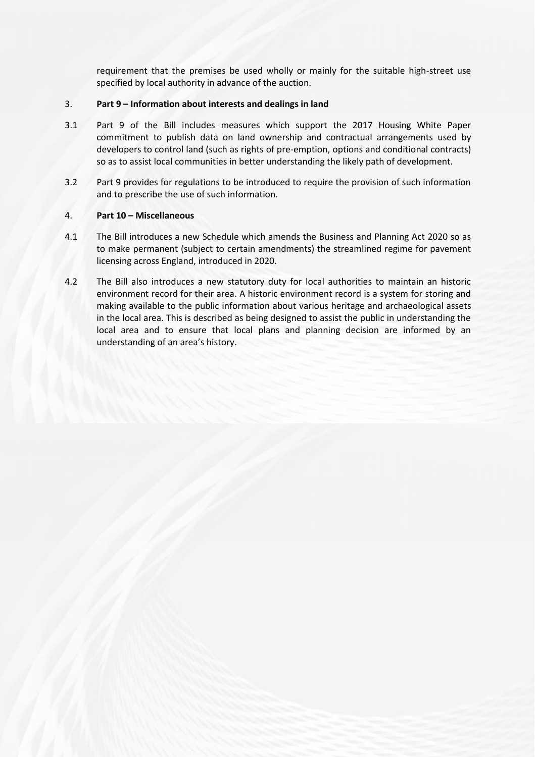requirement that the premises be used wholly or mainly for the suitable high-street use specified by local authority in advance of the auction.

## 3. Part 9 – Information about interests and dealings in land

3.1 Part 9 of the Bill includes measures which support the 2017 Housing White Paper commitment to publish data on land ownership and contractual arrangements used by developers to control land (such as rights of pre-emption, options and conditional contracts) so as to assist local communities in better understanding the likely path of development.

3.2 Part 9 provides for regulations to be introduced to require the provision of such information and to prescribe the use of such information.

## 4. Part 10 – Miscellaneous

4.1 The Bill introduces a new Schedule which amends the Business and Planning Act 2020 so as to make permanent (subject to certain amendments) the streamlined regime for pavement licensing across England, introduced in 2020.

4.2 The Bill also introduces a new statutory duty for local authorities to maintain an historic environment record for their area. A historic environment record is a system for storing and making available to the public information about various heritage and archaeological assets in the local area. This is described as being designed to assist the public in understanding the local area and to ensure that local plans and planning decision are informed by an understanding of an area's history.